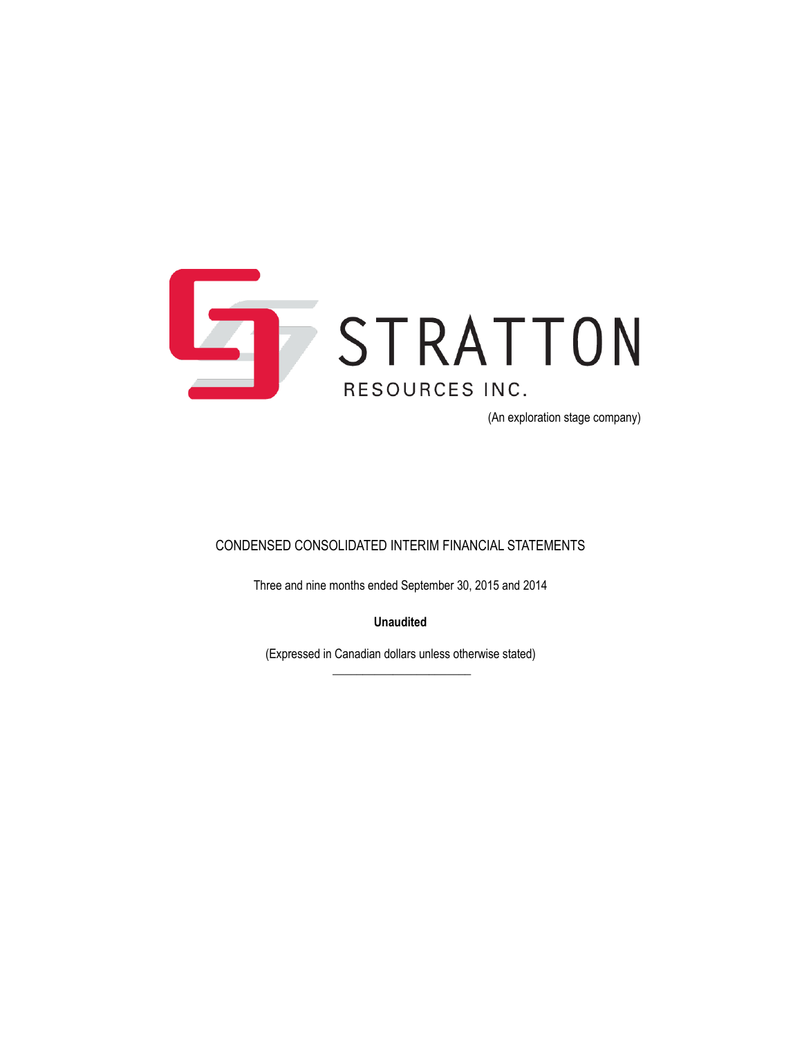# STRATTON

RESOURCES INC.

(An exploration stage company)

CONDENSED CONSOLIDATED INTERIM FINANCIAL STATEMENTS

Three and nine months ended September 30, 2015 and 2014

**Unaudited**

(Expressed in Canadian dollars unless otherwise stated)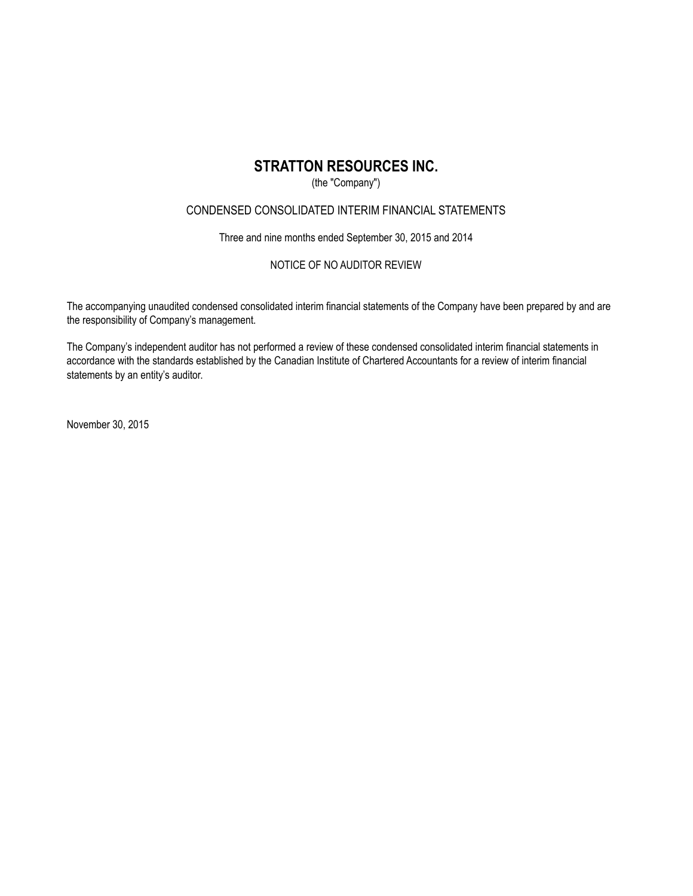# STRATTON RESOURCES INC.

(the "Company")

CONDENSED CONSOLIDATED INTERIM FINANCIAL STATEMENTS

Three and nine months ended September 30, 2015 and 2014

NOTICE OF NO AUDITOR REVIEW

The accompanying unaudited condensed consolidated interim financial statements of the Company have been prepared by and are the responsibility of Company's management.

The Company's independent auditor has not performed a review of these condensed consolidated interim financial statements in accordance with the standards established by the Canadian Institute of Chartered Accountants for a review of interim financial statements by an entity's auditor.

November 30, 2015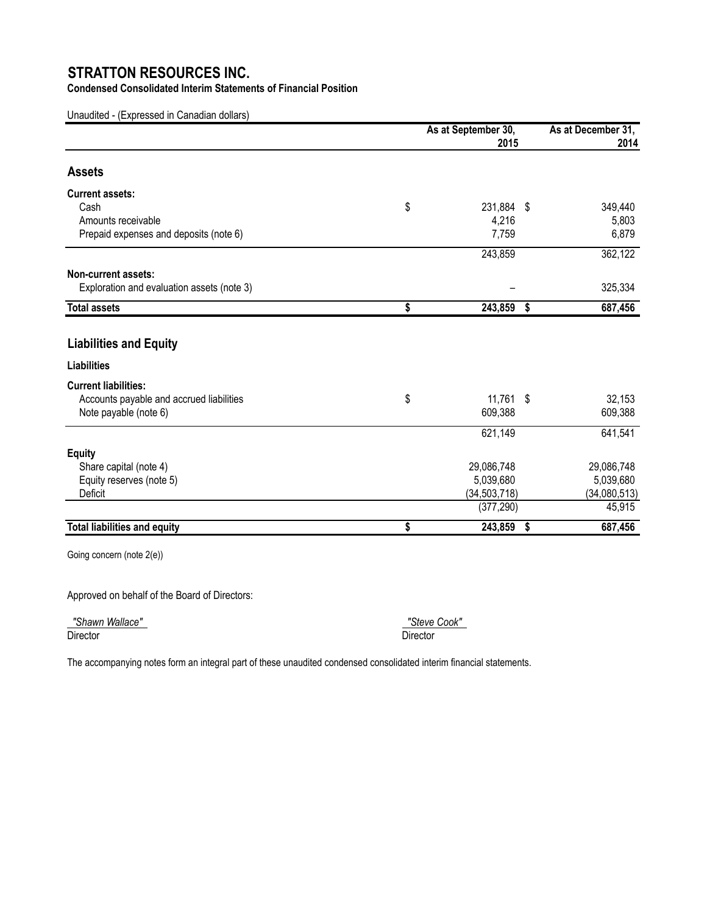# STRATTON RESOURCES INC.

**Condensed Consolidated Interim Statements of Financial Position**

Unaudited - (Expressed in Canadian dollars)

| | As at September 30, 2015 | As at December 31, 2014 |
|---|---|---|
| **Assets** | | |
| **Current assets:** | | |
| Cash | $ 231,884 | $ 349,440 |
| Amounts receivable | 4,216 | 5,803 |
| Prepaid expenses and deposits (note 6) | 7,759 | 6,879 |
| | 243,859 | 362,122 |
| **Non-current assets:** | | |
| Exploration and evaluation assets (note 3) | – | 325,334 |
| **Total assets** | **$ 243,859** | **$ 687,456** |
| **Liabilities and Equity** | | |
| **Liabilities** | | |
| **Current liabilities:** | | |
| Accounts payable and accrued liabilities | $ 11,761 | $ 32,153 |
| Note payable (note 6) | 609,388 | 609,388 |
| | 621,149 | 641,541 |
| **Equity** | | |
| Share capital (note 4) | 29,086,748 | 29,086,748 |
| Equity reserves (note 5) | 5,039,680 | 5,039,680 |
| Deficit | (34,503,718) | (34,080,513) |
| | (377,290) | 45,915 |
| **Total liabilities and equity** | **$ 243,859** | **$ 687,456** |

Going concern (note 2(e))

Approved on behalf of the Board of Directors:

*"Shawn Wallace"*
Director

*"Steve Cook"*
Director

The accompanying notes form an integral part of these unaudited condensed consolidated interim financial statements.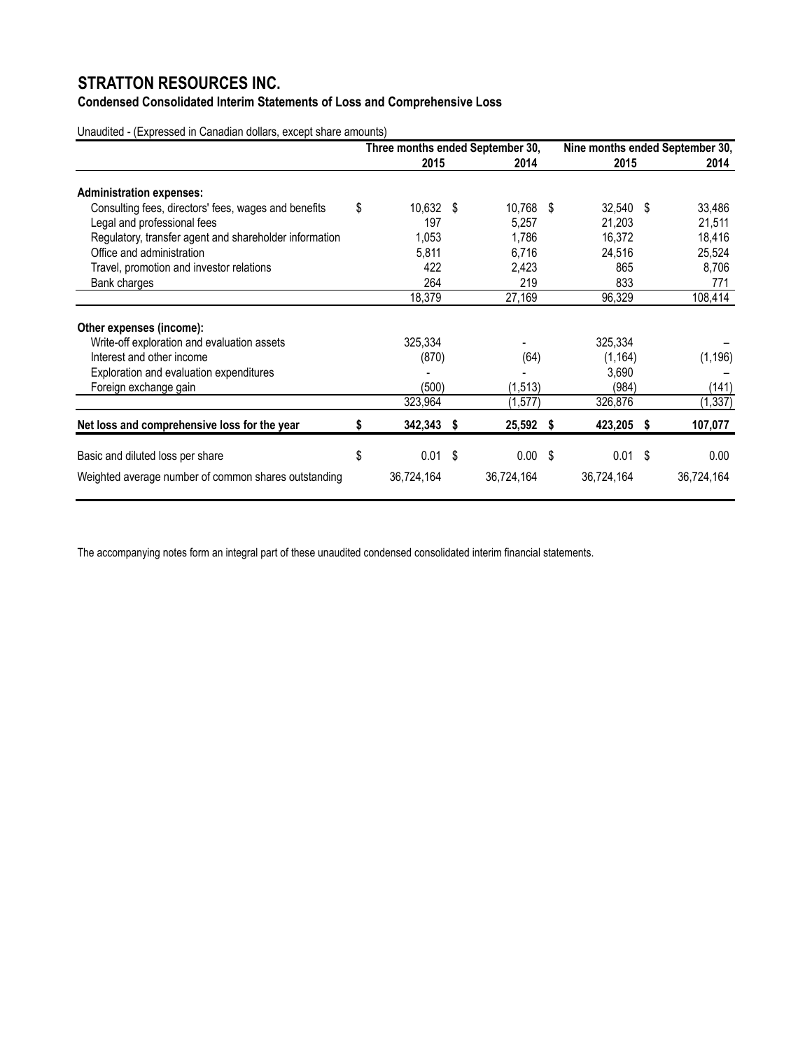# STRATTON RESOURCES INC.

**Condensed Consolidated Interim Statements of Loss and Comprehensive Loss**

Unaudited - (Expressed in Canadian dollars, except share amounts)

| | Three months ended September 30, | | Nine months ended September 30, | |
|---|---|---|---|---|
| | 2015 | 2014 | 2015 | 2014 |
| **Administration expenses:** | | | | |
| Consulting fees, directors' fees, wages and benefits | $ 10,632 | $ 10,768 | $ 32,540 | $ 33,486 |
| Legal and professional fees | 197 | 5,257 | 21,203 | 21,511 |
| Regulatory, transfer agent and shareholder information | 1,053 | 1,786 | 16,372 | 18,416 |
| Office and administration | 5,811 | 6,716 | 24,516 | 25,524 |
| Travel, promotion and investor relations | 422 | 2,423 | 865 | 8,706 |
| Bank charges | 264 | 219 | 833 | 771 |
| | 18,379 | 27,169 | 96,329 | 108,414 |
| **Other expenses (income):** | | | | |
| Write-off exploration and evaluation assets | 325,334 | - | 325,334 | – |
| Interest and other income | (870) | (64) | (1,164) | (1,196) |
| Exploration and evaluation expenditures | - | - | 3,690 | – |
| Foreign exchange gain | (500) | (1,513) | (984) | (141) |
| | 323,964 | (1,577) | 326,876 | (1,337) |
| **Net loss and comprehensive loss for the year** | **$ 342,343** | **$ 25,592** | **$ 423,205** | **$ 107,077** |
| Basic and diluted loss per share | $ 0.01 | $ 0.00 | $ 0.01 | $ 0.00 |
| Weighted average number of common shares outstanding | 36,724,164 | 36,724,164 | 36,724,164 | 36,724,164 |

The accompanying notes form an integral part of these unaudited condensed consolidated interim financial statements.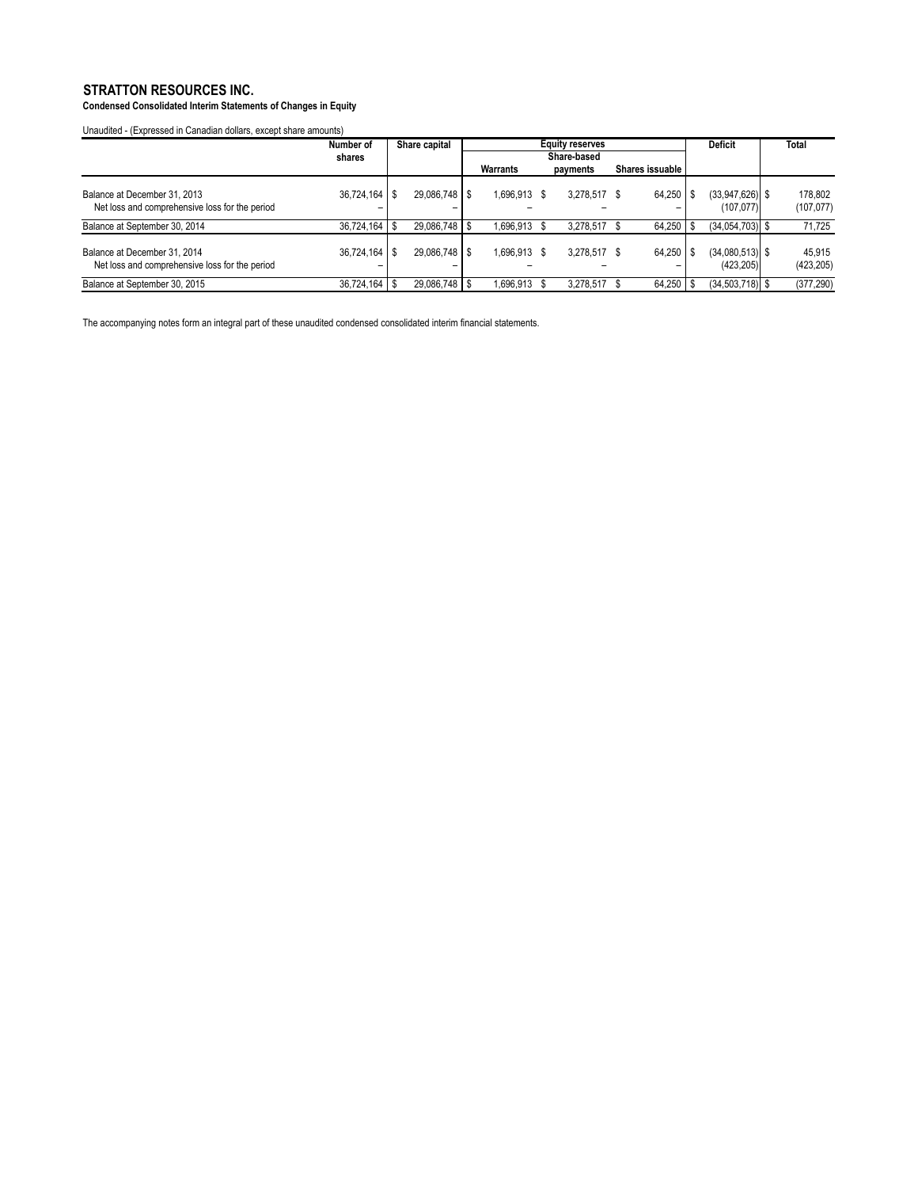# STRATTON RESOURCES INC.

**Condensed Consolidated Interim Statements of Changes in Equity**

Unaudited - (Expressed in Canadian dollars, except share amounts)

| | Number of shares | Share capital | Equity reserves | | | Deficit | Total |
|---|---|---|---|---|---|---|---|
| | | | Warrants | Share-based payments | Shares issuable | | |
| Balance at December 31, 2013 | 36,724,164 | $ 29,086,748 | $ 1,696,913 | $ 3,278,517 | $ 64,250 | $ (33,947,626) | $ 178,802 |
| Net loss and comprehensive loss for the period | – | – | – | – | – | (107,077) | (107,077) |
| Balance at September 30, 2014 | 36,724,164 | $ 29,086,748 | $ 1,696,913 | $ 3,278,517 | $ 64,250 | $ (34,054,703) | $ 71,725 |
| Balance at December 31, 2014 | 36,724,164 | $ 29,086,748 | $ 1,696,913 | $ 3,278,517 | $ 64,250 | $ (34,080,513) | $ 45,915 |
| Net loss and comprehensive loss for the period | – | – | – | – | – | (423,205) | (423,205) |
| Balance at September 30, 2015 | 36,724,164 | $ 29,086,748 | $ 1,696,913 | $ 3,278,517 | $ 64,250 | $ (34,503,718) | $ (377,290) |

The accompanying notes form an integral part of these unaudited condensed consolidated interim financial statements.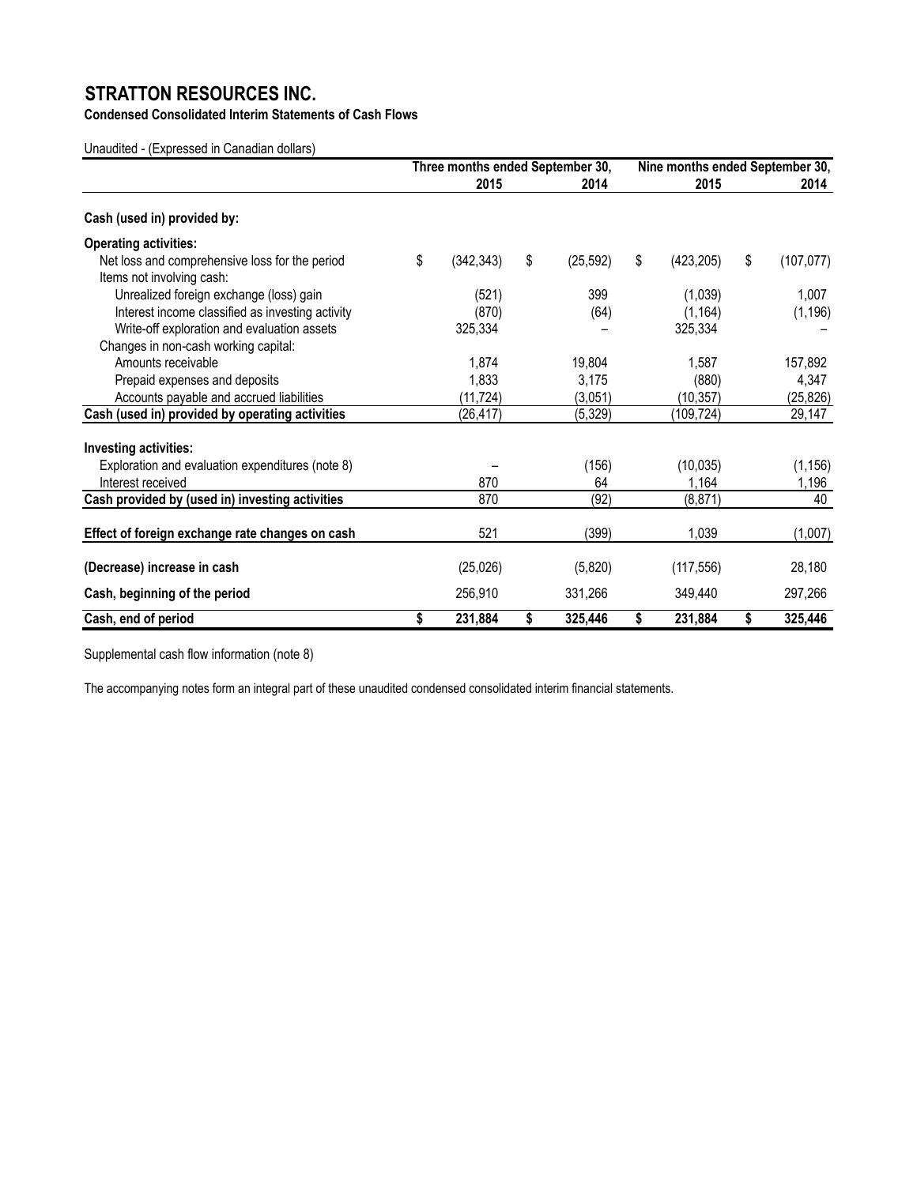# STRATTON RESOURCES INC.

**Condensed Consolidated Interim Statements of Cash Flows**

Unaudited - (Expressed in Canadian dollars)

| | Three months ended September 30, | | Nine months ended September 30, | |
|---|---|---|---|---|
| | 2015 | 2014 | 2015 | 2014 |
| **Cash (used in) provided by:** | | | | |
| **Operating activities:** | | | | |
| Net loss and comprehensive loss for the period | $ (342,343) | $ (25,592) | $ (423,205) | $ (107,077) |
| Items not involving cash: | | | | |
| Unrealized foreign exchange (loss) gain | (521) | 399 | (1,039) | 1,007 |
| Interest income classified as investing activity | (870) | (64) | (1,164) | (1,196) |
| Write-off exploration and evaluation assets | 325,334 | – | 325,334 | – |
| Changes in non-cash working capital: | | | | |
| Amounts receivable | 1,874 | 19,804 | 1,587 | 157,892 |
| Prepaid expenses and deposits | 1,833 | 3,175 | (880) | 4,347 |
| Accounts payable and accrued liabilities | (11,724) | (3,051) | (10,357) | (25,826) |
| **Cash (used in) provided by operating activities** | (26,417) | (5,329) | (109,724) | 29,147 |
| **Investing activities:** | | | | |
| Exploration and evaluation expenditures (note 8) | – | (156) | (10,035) | (1,156) |
| Interest received | 870 | 64 | 1,164 | 1,196 |
| **Cash provided by (used in) investing activities** | 870 | (92) | (8,871) | 40 |
| **Effect of foreign exchange rate changes on cash** | 521 | (399) | 1,039 | (1,007) |
| **(Decrease) increase in cash** | (25,026) | (5,820) | (117,556) | 28,180 |
| **Cash, beginning of the period** | 256,910 | 331,266 | 349,440 | 297,266 |
| **Cash, end of period** | **$ 231,884** | **$ 325,446** | **$ 231,884** | **$ 325,446** |

Supplemental cash flow information (note 8)

The accompanying notes form an integral part of these unaudited condensed consolidated interim financial statements.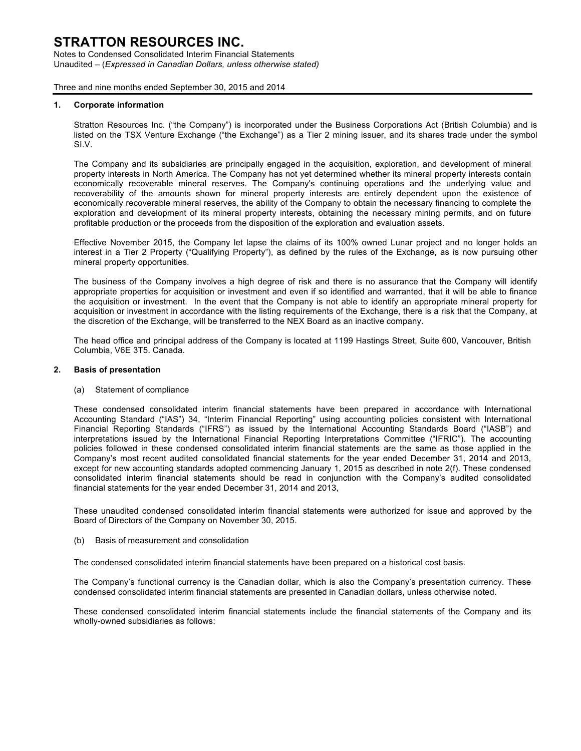# STRATTON RESOURCES INC.

Notes to Condensed Consolidated Interim Financial Statements
Unaudited – (*Expressed in Canadian Dollars, unless otherwise stated)*

Three and nine months ended September 30, 2015 and 2014

## 1. Corporate information

Stratton Resources Inc. ("the Company") is incorporated under the Business Corporations Act (British Columbia) and is listed on the TSX Venture Exchange ("the Exchange") as a Tier 2 mining issuer, and its shares trade under the symbol SI.V.

The Company and its subsidiaries are principally engaged in the acquisition, exploration, and development of mineral property interests in North America. The Company has not yet determined whether its mineral property interests contain economically recoverable mineral reserves. The Company's continuing operations and the underlying value and recoverability of the amounts shown for mineral property interests are entirely dependent upon the existence of economically recoverable mineral reserves, the ability of the Company to obtain the necessary financing to complete the exploration and development of its mineral property interests, obtaining the necessary mining permits, and on future profitable production or the proceeds from the disposition of the exploration and evaluation assets.

Effective November 2015, the Company let lapse the claims of its 100% owned Lunar project and no longer holds an interest in a Tier 2 Property ("Qualifying Property"), as defined by the rules of the Exchange, as is now pursuing other mineral property opportunities.

The business of the Company involves a high degree of risk and there is no assurance that the Company will identify appropriate properties for acquisition or investment and even if so identified and warranted, that it will be able to finance the acquisition or investment. In the event that the Company is not able to identify an appropriate mineral property for acquisition or investment in accordance with the listing requirements of the Exchange, there is a risk that the Company, at the discretion of the Exchange, will be transferred to the NEX Board as an inactive company.

The head office and principal address of the Company is located at 1199 Hastings Street, Suite 600, Vancouver, British Columbia, V6E 3T5. Canada.

## 2. Basis of presentation

### (a) Statement of compliance

These condensed consolidated interim financial statements have been prepared in accordance with International Accounting Standard ("IAS") 34, "Interim Financial Reporting" using accounting policies consistent with International Financial Reporting Standards ("IFRS") as issued by the International Accounting Standards Board ("IASB") and interpretations issued by the International Financial Reporting Interpretations Committee ("IFRIC"). The accounting policies followed in these condensed consolidated interim financial statements are the same as those applied in the Company's most recent audited consolidated financial statements for the year ended December 31, 2014 and 2013, except for new accounting standards adopted commencing January 1, 2015 as described in note 2(f). These condensed consolidated interim financial statements should be read in conjunction with the Company's audited consolidated financial statements for the year ended December 31, 2014 and 2013,

These unaudited condensed consolidated interim financial statements were authorized for issue and approved by the Board of Directors of the Company on November 30, 2015.

### (b) Basis of measurement and consolidation

The condensed consolidated interim financial statements have been prepared on a historical cost basis.

The Company's functional currency is the Canadian dollar, which is also the Company's presentation currency. These condensed consolidated interim financial statements are presented in Canadian dollars, unless otherwise noted.

These condensed consolidated interim financial statements include the financial statements of the Company and its wholly-owned subsidiaries as follows: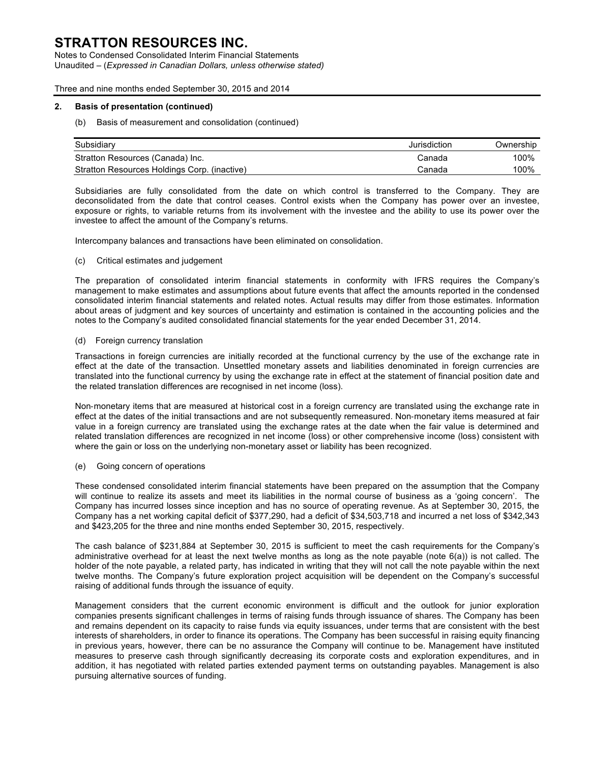## 2. Basis of presentation (continued)

(b) Basis of measurement and consolidation (continued)

| Subsidiary | Jurisdiction | Ownership |
|---|---|---|
| Stratton Resources (Canada) Inc. | Canada | 100% |
| Stratton Resources Holdings Corp. (inactive) | Canada | 100% |

Subsidiaries are fully consolidated from the date on which control is transferred to the Company. They are deconsolidated from the date that control ceases. Control exists when the Company has power over an investee, exposure or rights, to variable returns from its involvement with the investee and the ability to use its power over the investee to affect the amount of the Company's returns.

Intercompany balances and transactions have been eliminated on consolidation.

(c) Critical estimates and judgement

The preparation of consolidated interim financial statements in conformity with IFRS requires the Company's management to make estimates and assumptions about future events that affect the amounts reported in the condensed consolidated interim financial statements and related notes. Actual results may differ from those estimates. Information about areas of judgment and key sources of uncertainty and estimation is contained in the accounting policies and the notes to the Company's audited consolidated financial statements for the year ended December 31, 2014.

(d) Foreign currency translation

Transactions in foreign currencies are initially recorded at the functional currency by the use of the exchange rate in effect at the date of the transaction. Unsettled monetary assets and liabilities denominated in foreign currencies are translated into the functional currency by using the exchange rate in effect at the statement of financial position date and the related translation differences are recognised in net income (loss).

Non-monetary items that are measured at historical cost in a foreign currency are translated using the exchange rate in effect at the dates of the initial transactions and are not subsequently remeasured. Non-monetary items measured at fair value in a foreign currency are translated using the exchange rates at the date when the fair value is determined and related translation differences are recognized in net income (loss) or other comprehensive income (loss) consistent with where the gain or loss on the underlying non-monetary asset or liability has been recognized.

(e) Going concern of operations

These condensed consolidated interim financial statements have been prepared on the assumption that the Company will continue to realize its assets and meet its liabilities in the normal course of business as a 'going concern'. The Company has incurred losses since inception and has no source of operating revenue. As at September 30, 2015, the Company has a net working capital deficit of $377,290, had a deficit of $34,503,718 and incurred a net loss of $342,343 and $423,205 for the three and nine months ended September 30, 2015, respectively.

The cash balance of $231,884 at September 30, 2015 is sufficient to meet the cash requirements for the Company's administrative overhead for at least the next twelve months as long as the note payable (note 6(a)) is not called. The holder of the note payable, a related party, has indicated in writing that they will not call the note payable within the next twelve months. The Company's future exploration project acquisition will be dependent on the Company's successful raising of additional funds through the issuance of equity.

Management considers that the current economic environment is difficult and the outlook for junior exploration companies presents significant challenges in terms of raising funds through issuance of shares. The Company has been and remains dependent on its capacity to raise funds via equity issuances, under terms that are consistent with the best interests of shareholders, in order to finance its operations. The Company has been successful in raising equity financing in previous years, however, there can be no assurance the Company will continue to be. Management have instituted measures to preserve cash through significantly decreasing its corporate costs and exploration expenditures, and in addition, it has negotiated with related parties extended payment terms on outstanding payables. Management is also pursuing alternative sources of funding.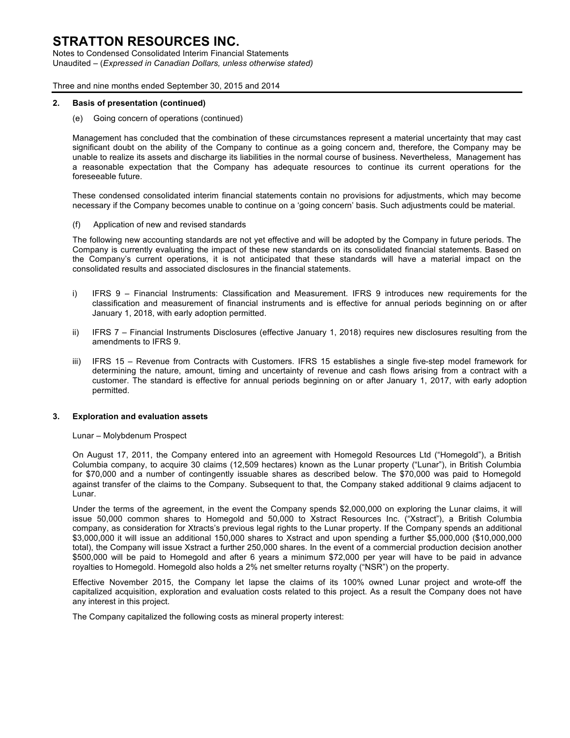### 2. Basis of presentation (continued)

(e) Going concern of operations (continued)

Management has concluded that the combination of these circumstances represent a material uncertainty that may cast significant doubt on the ability of the Company to continue as a going concern and, therefore, the Company may be unable to realize its assets and discharge its liabilities in the normal course of business. Nevertheless, Management has a reasonable expectation that the Company has adequate resources to continue its current operations for the foreseeable future.

These condensed consolidated interim financial statements contain no provisions for adjustments, which may become necessary if the Company becomes unable to continue on a 'going concern' basis. Such adjustments could be material.

(f) Application of new and revised standards

The following new accounting standards are not yet effective and will be adopted by the Company in future periods. The Company is currently evaluating the impact of these new standards on its consolidated financial statements. Based on the Company's current operations, it is not anticipated that these standards will have a material impact on the consolidated results and associated disclosures in the financial statements.

i) IFRS 9 – Financial Instruments: Classification and Measurement. IFRS 9 introduces new requirements for the classification and measurement of financial instruments and is effective for annual periods beginning on or after January 1, 2018, with early adoption permitted.

ii) IFRS 7 – Financial Instruments Disclosures (effective January 1, 2018) requires new disclosures resulting from the amendments to IFRS 9.

iii) IFRS 15 – Revenue from Contracts with Customers. IFRS 15 establishes a single five-step model framework for determining the nature, amount, timing and uncertainty of revenue and cash flows arising from a contract with a customer. The standard is effective for annual periods beginning on or after January 1, 2017, with early adoption permitted.

### 3. Exploration and evaluation assets

Lunar – Molybdenum Prospect

On August 17, 2011, the Company entered into an agreement with Homegold Resources Ltd ("Homegold"), a British Columbia company, to acquire 30 claims (12,509 hectares) known as the Lunar property ("Lunar"), in British Columbia for $70,000 and a number of contingently issuable shares as described below. The $70,000 was paid to Homegold against transfer of the claims to the Company. Subsequent to that, the Company staked additional 9 claims adjacent to Lunar.

Under the terms of the agreement, in the event the Company spends $2,000,000 on exploring the Lunar claims, it will issue 50,000 common shares to Homegold and 50,000 to Xstract Resources Inc. ("Xstract"), a British Columbia company, as consideration for Xtracts's previous legal rights to the Lunar property. If the Company spends an additional $3,000,000 it will issue an additional 150,000 shares to Xstract and upon spending a further $5,000,000 ($10,000,000 total), the Company will issue Xstract a further 250,000 shares. In the event of a commercial production decision another $500,000 will be paid to Homegold and after 6 years a minimum $72,000 per year will have to be paid in advance royalties to Homegold. Homegold also holds a 2% net smelter returns royalty ("NSR") on the property.

Effective November 2015, the Company let lapse the claims of its 100% owned Lunar project and wrote-off the capitalized acquisition, exploration and evaluation costs related to this project. As a result the Company does not have any interest in this project.

The Company capitalized the following costs as mineral property interest: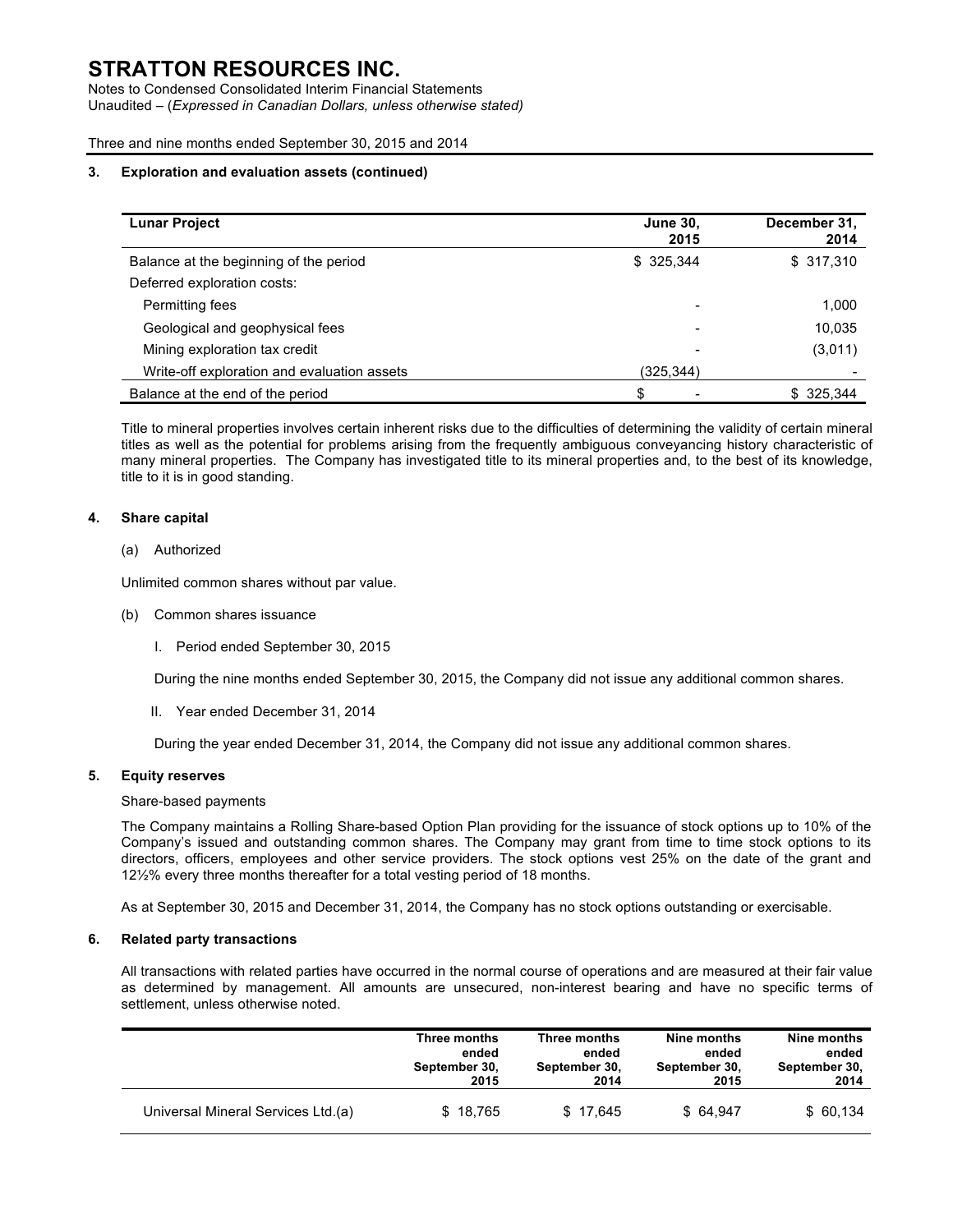## 3. Exploration and evaluation assets (continued)

| Lunar Project | June 30, 2015 | December 31, 2014 |
|---|---|---|
| Balance at the beginning of the period | $ 325,344 | $ 317,310 |
| Deferred exploration costs: | | |
| Permitting fees | - | 1,000 |
| Geological and geophysical fees | - | 10,035 |
| Mining exploration tax credit | - | (3,011) |
| Write-off exploration and evaluation assets | (325,344) | - |
| Balance at the end of the period | $ - | $ 325,344 |

Title to mineral properties involves certain inherent risks due to the difficulties of determining the validity of certain mineral titles as well as the potential for problems arising from the frequently ambiguous conveyancing history characteristic of many mineral properties. The Company has investigated title to its mineral properties and, to the best of its knowledge, title to it is in good standing.

## 4. Share capital

(a) Authorized

Unlimited common shares without par value.

(b) Common shares issuance

I. Period ended September 30, 2015

During the nine months ended September 30, 2015, the Company did not issue any additional common shares.

II. Year ended December 31, 2014

During the year ended December 31, 2014, the Company did not issue any additional common shares.

## 5. Equity reserves

Share-based payments

The Company maintains a Rolling Share-based Option Plan providing for the issuance of stock options up to 10% of the Company's issued and outstanding common shares. The Company may grant from time to time stock options to its directors, officers, employees and other service providers. The stock options vest 25% on the date of the grant and 12½% every three months thereafter for a total vesting period of 18 months.

As at September 30, 2015 and December 31, 2014, the Company has no stock options outstanding or exercisable.

## 6. Related party transactions

All transactions with related parties have occurred in the normal course of operations and are measured at their fair value as determined by management. All amounts are unsecured, non-interest bearing and have no specific terms of settlement, unless otherwise noted.

| | Three months ended September 30, 2015 | Three months ended September 30, 2014 | Nine months ended September 30, 2015 | Nine months ended September 30, 2014 |
|---|---|---|---|---|
| Universal Mineral Services Ltd.(a) | $ 18,765 | $ 17,645 | $ 64,947 | $ 60,134 |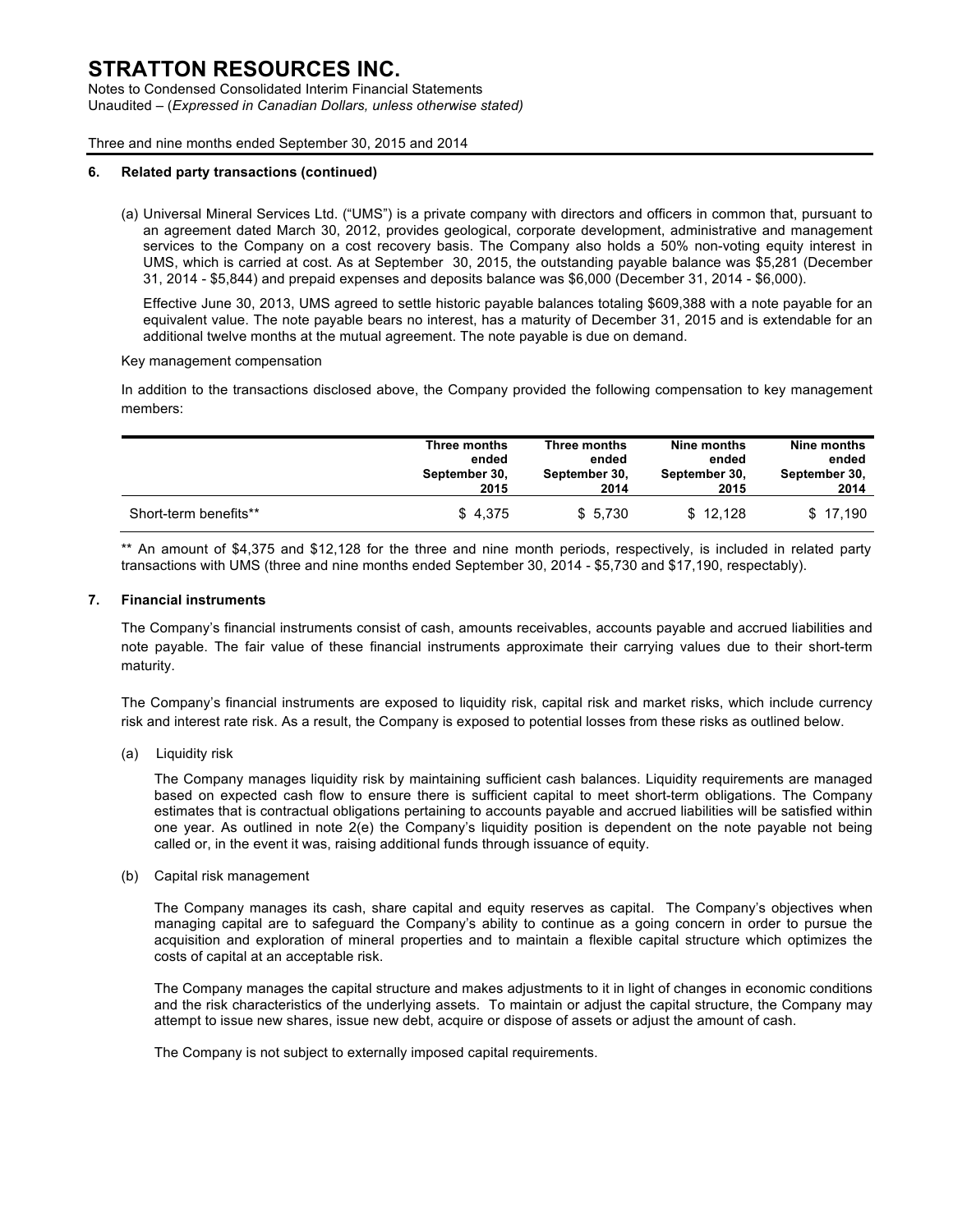### 6. Related party transactions (continued)

(a) Universal Mineral Services Ltd. ("UMS") is a private company with directors and officers in common that, pursuant to an agreement dated March 30, 2012, provides geological, corporate development, administrative and management services to the Company on a cost recovery basis. The Company also holds a 50% non-voting equity interest in UMS, which is carried at cost. As at September 30, 2015, the outstanding payable balance was $5,281 (December 31, 2014 - $5,844) and prepaid expenses and deposits balance was $6,000 (December 31, 2014 - $6,000).

Effective June 30, 2013, UMS agreed to settle historic payable balances totaling $609,388 with a note payable for an equivalent value. The note payable bears no interest, has a maturity of December 31, 2015 and is extendable for an additional twelve months at the mutual agreement. The note payable is due on demand.

Key management compensation

In addition to the transactions disclosed above, the Company provided the following compensation to key management members:

| | Three months ended September 30, 2015 | Three months ended September 30, 2014 | Nine months ended September 30, 2015 | Nine months ended September 30, 2014 |
|---|---|---|---|---|
| Short-term benefits** | $ 4,375 | $ 5,730 | $ 12,128 | $ 17,190 |

** An amount of $4,375 and $12,128 for the three and nine month periods, respectively, is included in related party transactions with UMS (three and nine months ended September 30, 2014 - $5,730 and $17,190, respectably).

### 7. Financial instruments

The Company's financial instruments consist of cash, amounts receivables, accounts payable and accrued liabilities and note payable. The fair value of these financial instruments approximate their carrying values due to their short-term maturity.

The Company's financial instruments are exposed to liquidity risk, capital risk and market risks, which include currency risk and interest rate risk. As a result, the Company is exposed to potential losses from these risks as outlined below.

(a) Liquidity risk

The Company manages liquidity risk by maintaining sufficient cash balances. Liquidity requirements are managed based on expected cash flow to ensure there is sufficient capital to meet short-term obligations. The Company estimates that is contractual obligations pertaining to accounts payable and accrued liabilities will be satisfied within one year. As outlined in note 2(e) the Company's liquidity position is dependent on the note payable not being called or, in the event it was, raising additional funds through issuance of equity.

(b) Capital risk management

The Company manages its cash, share capital and equity reserves as capital. The Company's objectives when managing capital are to safeguard the Company's ability to continue as a going concern in order to pursue the acquisition and exploration of mineral properties and to maintain a flexible capital structure which optimizes the costs of capital at an acceptable risk.

The Company manages the capital structure and makes adjustments to it in light of changes in economic conditions and the risk characteristics of the underlying assets. To maintain or adjust the capital structure, the Company may attempt to issue new shares, issue new debt, acquire or dispose of assets or adjust the amount of cash.

The Company is not subject to externally imposed capital requirements.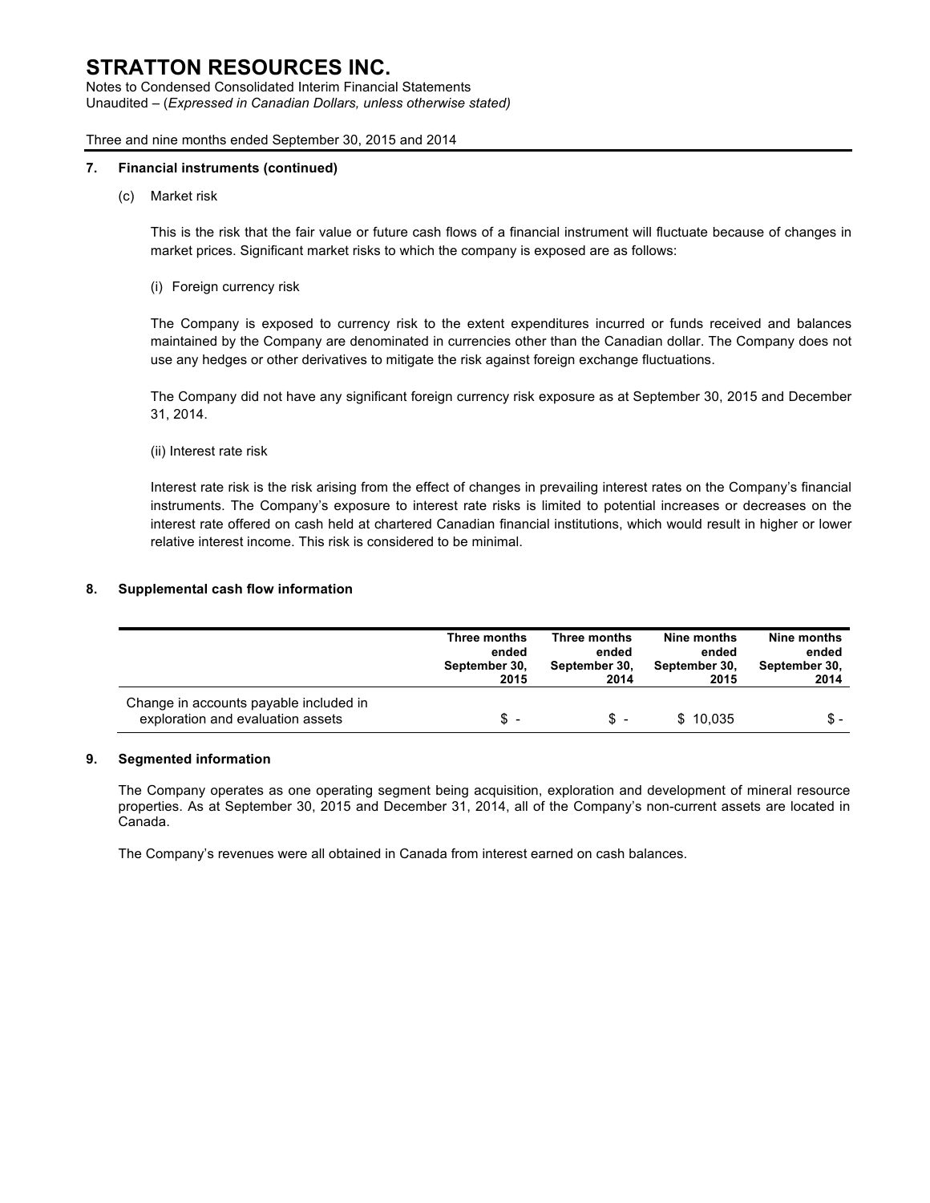# STRATTON RESOURCES INC.

Notes to Condensed Consolidated Interim Financial Statements
Unaudited – (*Expressed in Canadian Dollars, unless otherwise stated)*

Three and nine months ended September 30, 2015 and 2014

## 7. Financial instruments (continued)

(c) Market risk

This is the risk that the fair value or future cash flows of a financial instrument will fluctuate because of changes in market prices. Significant market risks to which the company is exposed are as follows:

(i) Foreign currency risk

The Company is exposed to currency risk to the extent expenditures incurred or funds received and balances maintained by the Company are denominated in currencies other than the Canadian dollar. The Company does not use any hedges or other derivatives to mitigate the risk against foreign exchange fluctuations.

The Company did not have any significant foreign currency risk exposure as at September 30, 2015 and December 31, 2014.

(ii) Interest rate risk

Interest rate risk is the risk arising from the effect of changes in prevailing interest rates on the Company's financial instruments. The Company's exposure to interest rate risks is limited to potential increases or decreases on the interest rate offered on cash held at chartered Canadian financial institutions, which would result in higher or lower relative interest income. This risk is considered to be minimal.

## 8. Supplemental cash flow information

| | Three months ended September 30, 2015 | Three months ended September 30, 2014 | Nine months ended September 30, 2015 | Nine months ended September 30, 2014 |
|---|---|---|---|---|
| Change in accounts payable included in exploration and evaluation assets | $ - | $ - | $ 10,035 | $ - |

## 9. Segmented information

The Company operates as one operating segment being acquisition, exploration and development of mineral resource properties. As at September 30, 2015 and December 31, 2014, all of the Company's non-current assets are located in Canada.

The Company's revenues were all obtained in Canada from interest earned on cash balances.